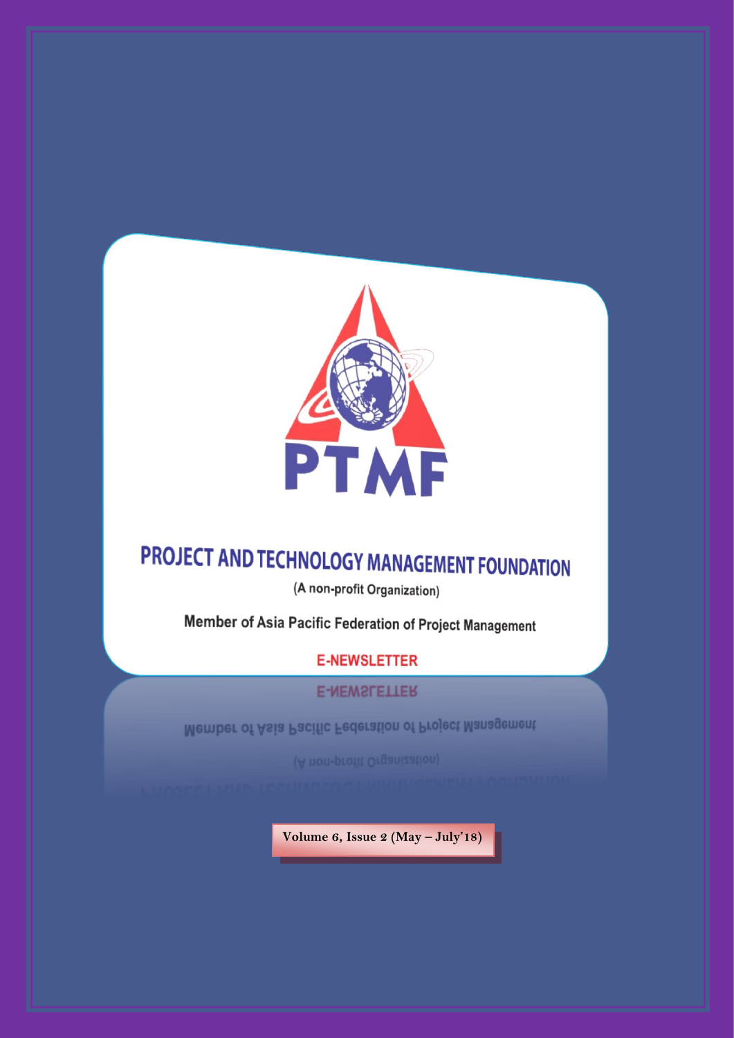PTMF

# PROJECT AND TECHNOLOGY MANAGEMENT FOUNDATION

(A non-profit Organization)

Member of Asia Pacific Federation of Project Management

**E-NEWSLETTER**

**Volume 6, Issue 2 (May – July'18)**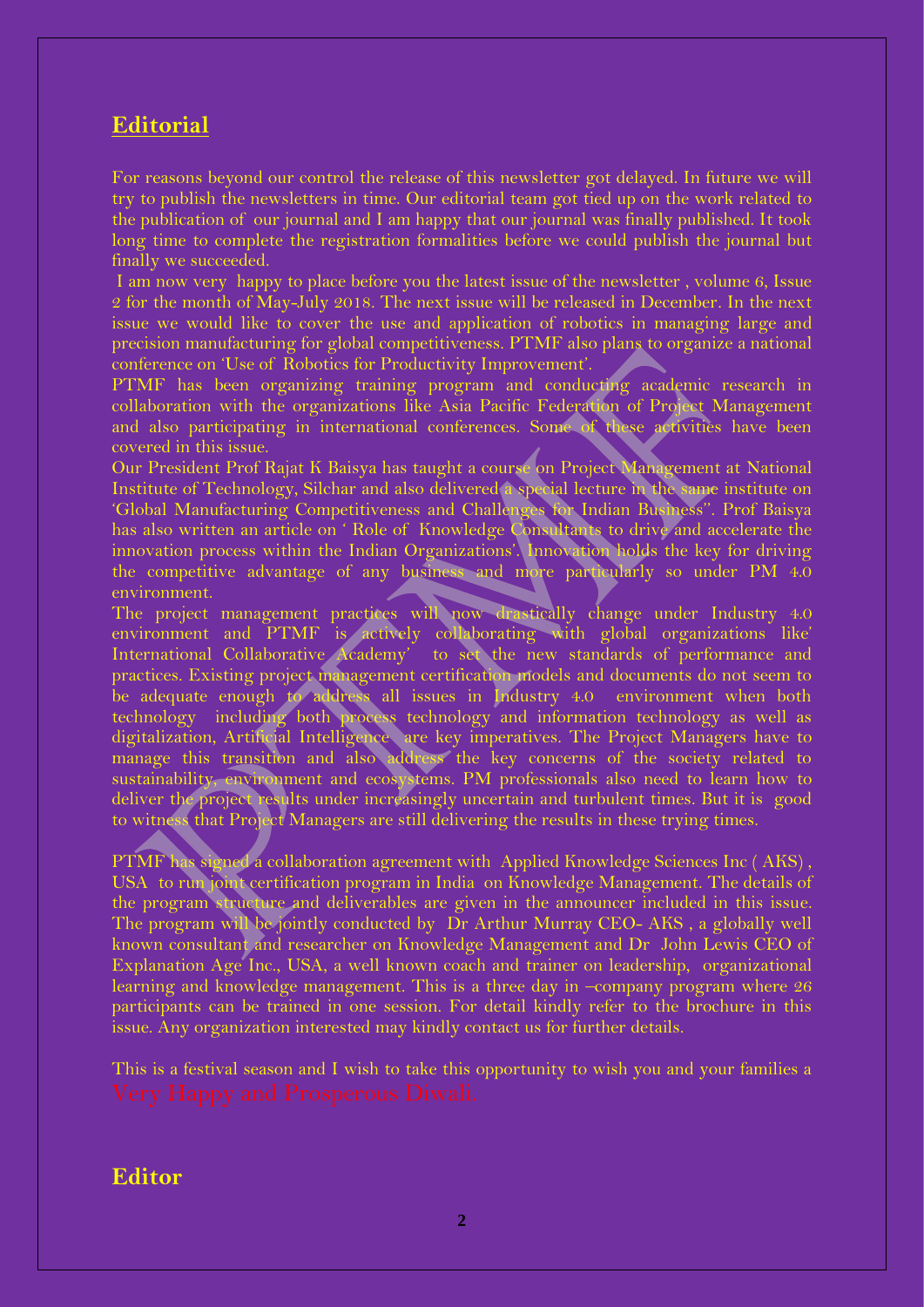## Editorial

For reasons beyond our control the release of this newsletter got delayed. In future we will try to publish the newsletters in time. Our editorial team got tied up on the work related to the publication of our journal and I am happy that our journal was finally published. It took long time to complete the registration formalities before we could publish the journal but finally we succeeded.

I am now very happy to place before you the latest issue of the newsletter , volume 6, Issue 2 for the month of May-July 2018. The next issue will be released in December. In the next issue we would like to cover the use and application of robotics in managing large and precision manufacturing for global competitiveness. PTMF also plans to organize a national conference on 'Use of Robotics for Productivity Improvement'.

PTMF has been organizing training program and conducting academic research in collaboration with the organizations like Asia Pacific Federation of Project Management and also participating in international conferences. Some of these activities have been covered in this issue.

Our President Prof Rajat K Baisya has taught a course on Project Management at National Institute of Technology, Silchar and also delivered a special lecture in the same institute on 'Global Manufacturing Competitiveness and Challenges for Indian Business". Prof Baisya has also written an article on ' Role of Knowledge Consultants to drive and accelerate the innovation process within the Indian Organizations'. Innovation holds the key for driving the competitive advantage of any business and more particularly so under PM 4.0 environment.

The project management practices will now drastically change under Industry 4.0 environment and PTMF is actively collaborating with global organizations like' International Collaborative Academy' to set the new standards of performance and practices. Existing project management certification models and documents do not seem to be adequate enough to address all issues in Industry 4.0 environment when both technology including both process technology and information technology as well as digitalization, Artificial Intelligence are key imperatives. The Project Managers have to manage this transition and also address the key concerns of the society related to sustainability, environment and ecosystems. PM professionals also need to learn how to deliver the project results under increasingly uncertain and turbulent times. But it is good to witness that Project Managers are still delivering the results in these trying times.

PTMF has signed a collaboration agreement with Applied Knowledge Sciences Inc ( AKS) , USA to run joint certification program in India on Knowledge Management. The details of the program structure and deliverables are given in the announcer included in this issue. The program will be jointly conducted by Dr Arthur Murray CEO- AKS , a globally well known consultant and researcher on Knowledge Management and Dr John Lewis CEO of Explanation Age Inc., USA, a well known coach and trainer on leadership, organizational learning and knowledge management. This is a three day in –company program where 26 participants can be trained in one session. For detail kindly refer to the brochure in this issue. Any organization interested may kindly contact us for further details.

This is a festival season and I wish to take this opportunity to wish you and your families a Very Happy and Prosperous Diwali.

**Editor**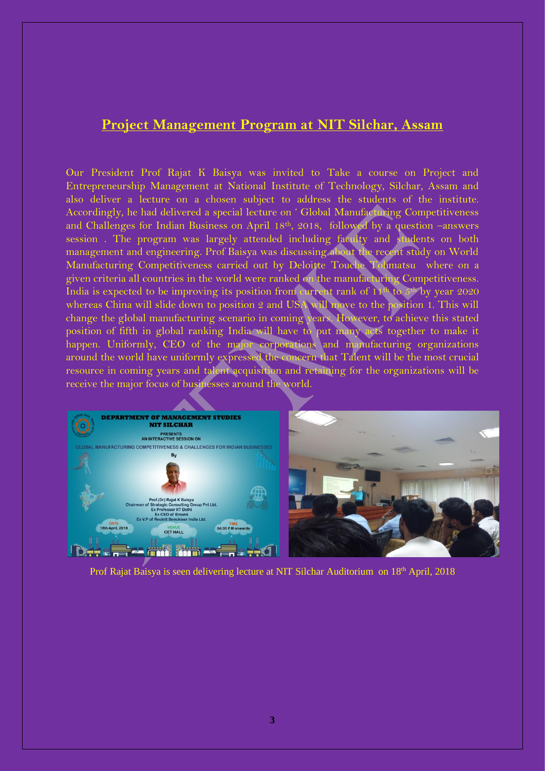## Project Management Program at NIT Silchar, Assam

Our President Prof Rajat K Baisya was invited to Take a course on Project and Entrepreneurship Management at National Institute of Technology, Silchar, Assam and also deliver a lecture on a chosen subject to address the students of the institute. Accordingly, he had delivered a special lecture on ' Global Manufacturing Competitiveness and Challenges for Indian Business on April 18th, 2018, followed by a question –answers session . The program was largely attended including faculty and students on both management and engineering. Prof Baisya was discussing about the recent study on World Manufacturing Competitiveness carried out by Deloitte Touche Tohmatsu where on a given criteria all countries in the world were ranked on the manufacturing Competitiveness. India is expected to be improving its position from current rank of 11th to 5th by year 2020 whereas China will slide down to position 2 and USA will move to the position 1. This will change the global manufacturing scenario in coming years. However, to achieve this stated position of fifth in global ranking India will have to put many acts together to make it happen. Uniformly, CEO of the major corporations and manufacturing organizations around the world have uniformly expressed the concern that Talent will be the most crucial resource in coming years and talent acquisition and retaining for the organizations will be receive the major focus of businesses around the world.

Prof Rajat Baisya is seen delivering lecture at NIT Silchar Auditorium on 18th April, 2018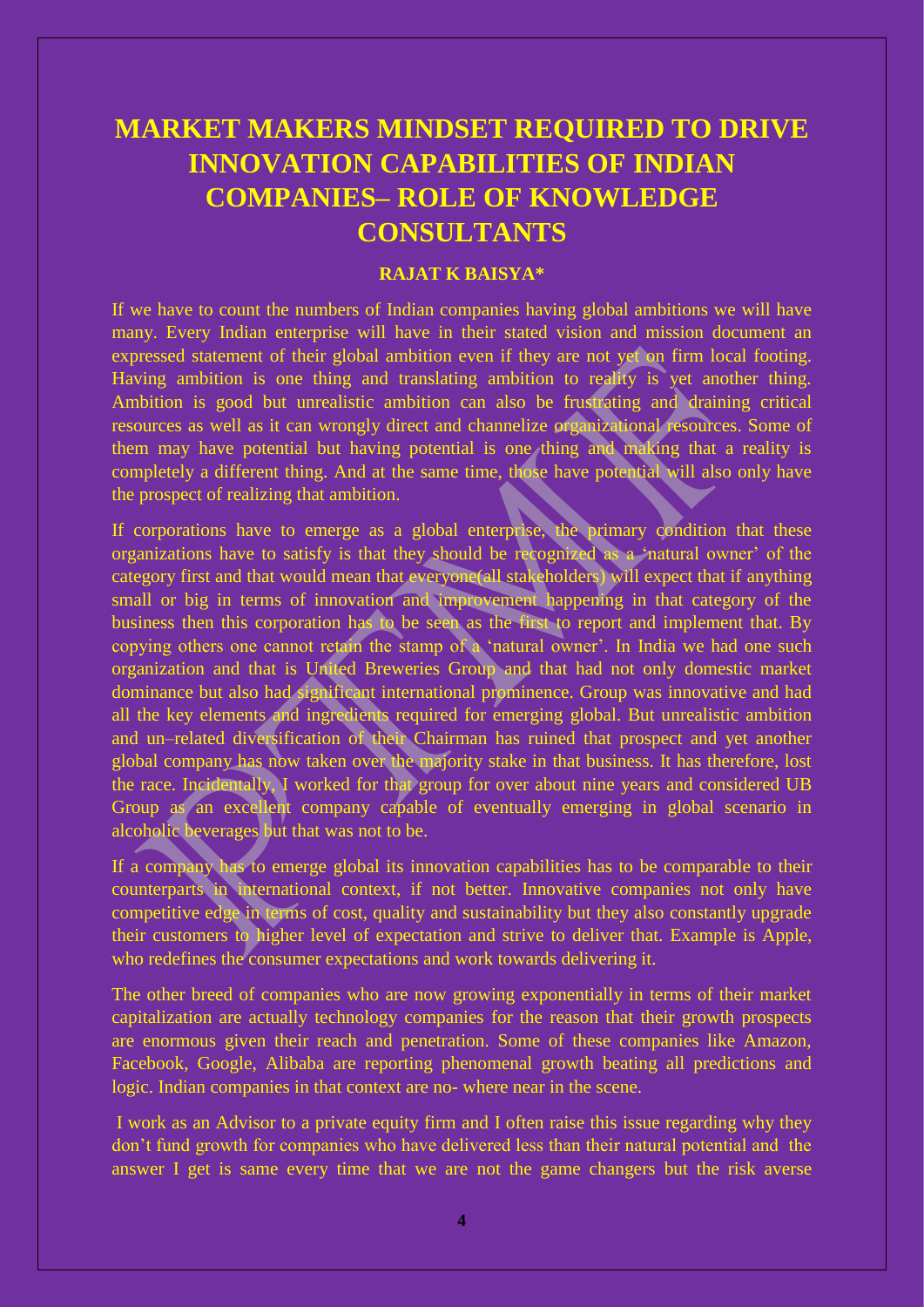# MARKET MAKERS MINDSET REQUIRED TO DRIVE INNOVATION CAPABILITIES OF INDIAN COMPANIES– ROLE OF KNOWLEDGE CONSULTANTS

**RAJAT K BAISYA***

If we have to count the numbers of Indian companies having global ambitions we will have many. Every Indian enterprise will have in their stated vision and mission document an expressed statement of their global ambition even if they are not yet on firm local footing. Having ambition is one thing and translating ambition to reality is yet another thing. Ambition is good but unrealistic ambition can also be frustrating and draining critical resources as well as it can wrongly direct and channelize organizational resources. Some of them may have potential but having potential is one thing and making that a reality is completely a different thing. And at the same time, those have potential will also only have the prospect of realizing that ambition.

If corporations have to emerge as a global enterprise, the primary condition that these organizations have to satisfy is that they should be recognized as a 'natural owner' of the category first and that would mean that everyone(all stakeholders) will expect that if anything small or big in terms of innovation and improvement happening in that category of the business then this corporation has to be seen as the first to report and implement that. By copying others one cannot retain the stamp of a 'natural owner'. In India we had one such organization and that is United Breweries Group and that had not only domestic market dominance but also had significant international prominence. Group was innovative and had all the key elements and ingredients required for emerging global. But unrealistic ambition and un–related diversification of their Chairman has ruined that prospect and yet another global company has now taken over the majority stake in that business. It has therefore, lost the race. Incidentally, I worked for that group for over about nine years and considered UB Group as an excellent company capable of eventually emerging in global scenario in alcoholic beverages but that was not to be.

If a company has to emerge global its innovation capabilities has to be comparable to their counterparts in international context, if not better. Innovative companies not only have competitive edge in terms of cost, quality and sustainability but they also constantly upgrade their customers to higher level of expectation and strive to deliver that. Example is Apple, who redefines the consumer expectations and work towards delivering it.

The other breed of companies who are now growing exponentially in terms of their market capitalization are actually technology companies for the reason that their growth prospects are enormous given their reach and penetration. Some of these companies like Amazon, Facebook, Google, Alibaba are reporting phenomenal growth beating all predictions and logic. Indian companies in that context are no- where near in the scene.

I work as an Advisor to a private equity firm and I often raise this issue regarding why they don't fund growth for companies who have delivered less than their natural potential and the answer I get is same every time that we are not the game changers but the risk averse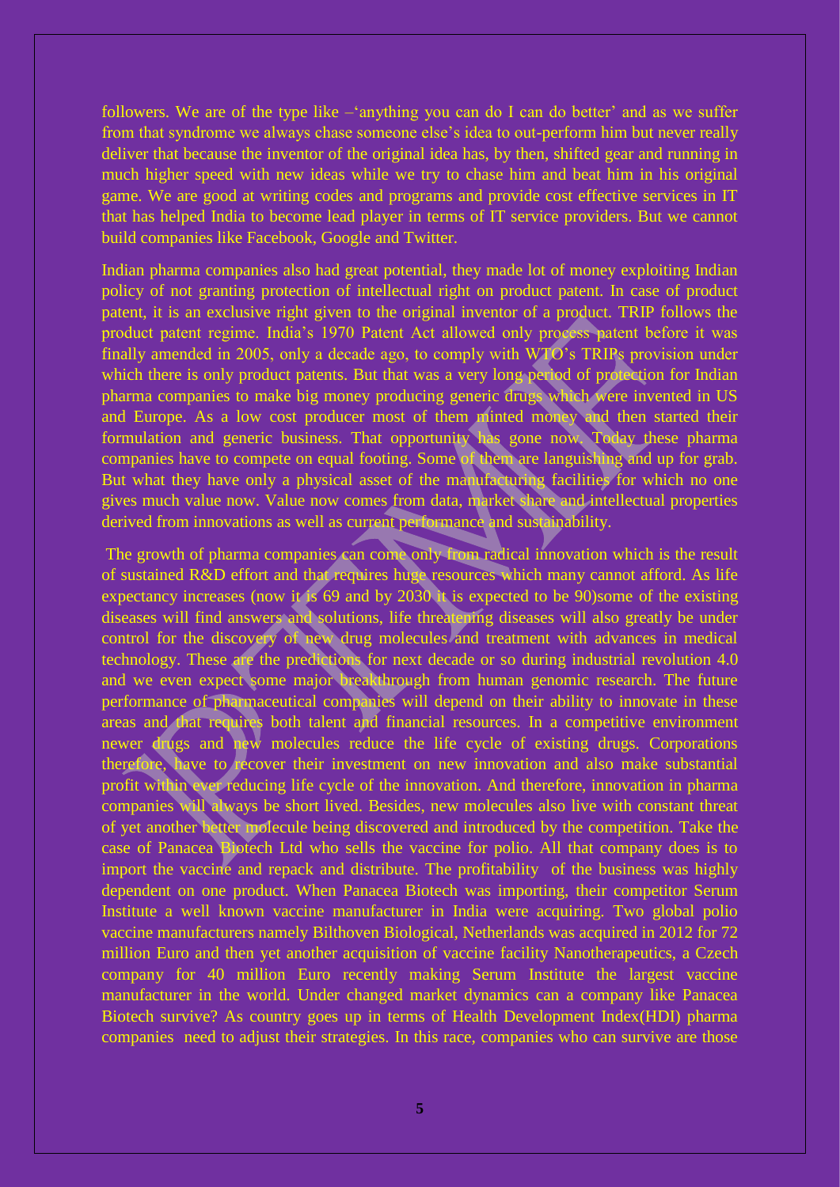followers. We are of the type like –'anything you can do I can do better' and as we suffer from that syndrome we always chase someone else's idea to out-perform him but never really deliver that because the inventor of the original idea has, by then, shifted gear and running in much higher speed with new ideas while we try to chase him and beat him in his original game. We are good at writing codes and programs and provide cost effective services in IT that has helped India to become lead player in terms of IT service providers. But we cannot build companies like Facebook, Google and Twitter.

Indian pharma companies also had great potential, they made lot of money exploiting Indian policy of not granting protection of intellectual right on product patent. In case of product patent, it is an exclusive right given to the original inventor of a product. TRIP follows the product patent regime. India's 1970 Patent Act allowed only process patent before it was finally amended in 2005, only a decade ago, to comply with WTO's TRIPs provision under which there is only product patents. But that was a very long period of protection for Indian pharma companies to make big money producing generic drugs which were invented in US and Europe. As a low cost producer most of them minted money and then started their formulation and generic business. That opportunity has gone now. Today these pharma companies have to compete on equal footing. Some of them are languishing and up for grab. But what they have only a physical asset of the manufacturing facilities for which no one gives much value now. Value now comes from data, market share and intellectual properties derived from innovations as well as current performance and sustainability.

The growth of pharma companies can come only from radical innovation which is the result of sustained R&D effort and that requires huge resources which many cannot afford. As life expectancy increases (now it is 69 and by 2030 it is expected to be 90)some of the existing diseases will find answers and solutions, life threatening diseases will also greatly be under control for the discovery of new drug molecules and treatment with advances in medical technology. These are the predictions for next decade or so during industrial revolution 4.0 and we even expect some major breakthrough from human genomic research. The future performance of pharmaceutical companies will depend on their ability to innovate in these areas and that requires both talent and financial resources. In a competitive environment newer drugs and new molecules reduce the life cycle of existing drugs. Corporations therefore, have to recover their investment on new innovation and also make substantial profit within ever reducing life cycle of the innovation. And therefore, innovation in pharma companies will always be short lived. Besides, new molecules also live with constant threat of yet another better molecule being discovered and introduced by the competition. Take the case of Panacea Biotech Ltd who sells the vaccine for polio. All that company does is to import the vaccine and repack and distribute. The profitability of the business was highly dependent on one product. When Panacea Biotech was importing, their competitor Serum Institute a well known vaccine manufacturer in India were acquiring. Two global polio vaccine manufacturers namely Bilthoven Biological, Netherlands was acquired in 2012 for 72 million Euro and then yet another acquisition of vaccine facility Nanotherapeutics, a Czech company for 40 million Euro recently making Serum Institute the largest vaccine manufacturer in the world. Under changed market dynamics can a company like Panacea Biotech survive? As country goes up in terms of Health Development Index(HDI) pharma companies need to adjust their strategies. In this race, companies who can survive are those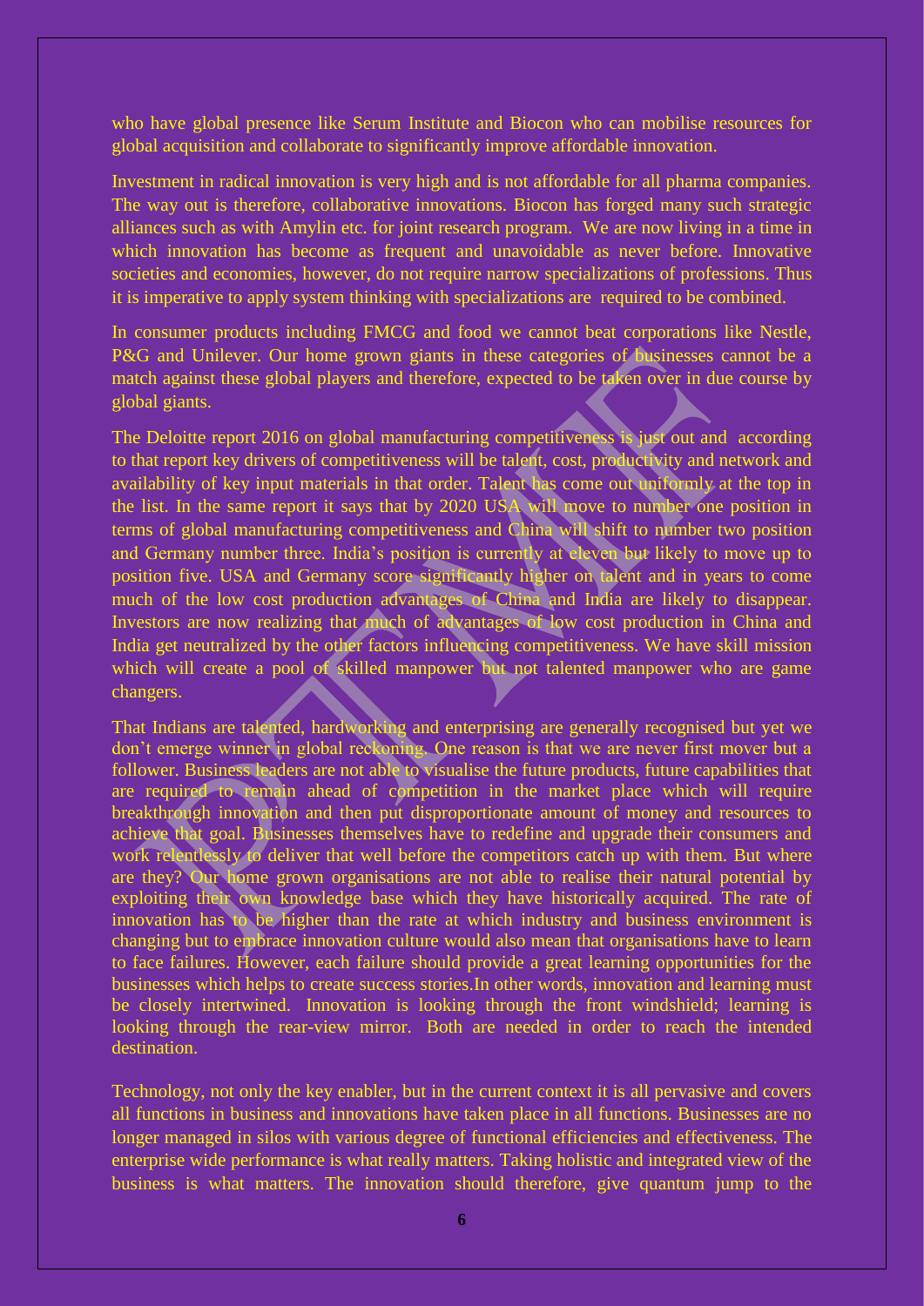who have global presence like Serum Institute and Biocon who can mobilise resources for global acquisition and collaborate to significantly improve affordable innovation.

Investment in radical innovation is very high and is not affordable for all pharma companies. The way out is therefore, collaborative innovations. Biocon has forged many such strategic alliances such as with Amylin etc. for joint research program. We are now living in a time in which innovation has become as frequent and unavoidable as never before. Innovative societies and economies, however, do not require narrow specializations of professions. Thus it is imperative to apply system thinking with specializations are required to be combined.

In consumer products including FMCG and food we cannot beat corporations like Nestle, P&G and Unilever. Our home grown giants in these categories of businesses cannot be a match against these global players and therefore, expected to be taken over in due course by global giants.

The Deloitte report 2016 on global manufacturing competitiveness is just out and according to that report key drivers of competitiveness will be talent, cost, productivity and network and availability of key input materials in that order. Talent has come out uniformly at the top in the list. In the same report it says that by 2020 USA will move to number one position in terms of global manufacturing competitiveness and China will shift to number two position and Germany number three. India's position is currently at eleven but likely to move up to position five. USA and Germany score significantly higher on talent and in years to come much of the low cost production advantages of China and India are likely to disappear. Investors are now realizing that much of advantages of low cost production in China and India get neutralized by the other factors influencing competitiveness. We have skill mission which will create a pool of skilled manpower but not talented manpower who are game changers.

That Indians are talented, hardworking and enterprising are generally recognised but yet we don't emerge winner in global reckoning. One reason is that we are never first mover but a follower. Business leaders are not able to visualise the future products, future capabilities that are required to remain ahead of competition in the market place which will require breakthrough innovation and then put disproportionate amount of money and resources to achieve that goal. Businesses themselves have to redefine and upgrade their consumers and work relentlessly to deliver that well before the competitors catch up with them. But where are they? Our home grown organisations are not able to realise their natural potential by exploiting their own knowledge base which they have historically acquired. The rate of innovation has to be higher than the rate at which industry and business environment is changing but to embrace innovation culture would also mean that organisations have to learn to face failures. However, each failure should provide a great learning opportunities for the businesses which helps to create success stories.In other words, innovation and learning must be closely intertwined. Innovation is looking through the front windshield; learning is looking through the rear-view mirror. Both are needed in order to reach the intended destination.

Technology, not only the key enabler, but in the current context it is all pervasive and covers all functions in business and innovations have taken place in all functions. Businesses are no longer managed in silos with various degree of functional efficiencies and effectiveness. The enterprise wide performance is what really matters. Taking holistic and integrated view of the business is what matters. The innovation should therefore, give quantum jump to the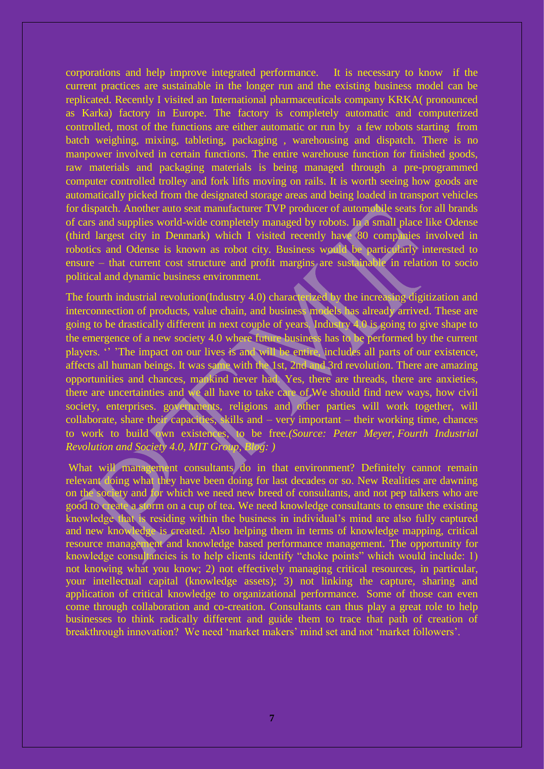corporations and help improve integrated performance. It is necessary to know if the current practices are sustainable in the longer run and the existing business model can be replicated. Recently I visited an International pharmaceuticals company KRKA( pronounced as Karka) factory in Europe. The factory is completely automatic and computerized controlled, most of the functions are either automatic or run by a few robots starting from batch weighing, mixing, tableting, packaging , warehousing and dispatch. There is no manpower involved in certain functions. The entire warehouse function for finished goods, raw materials and packaging materials is being managed through a pre-programmed computer controlled trolley and fork lifts moving on rails. It is worth seeing how goods are automatically picked from the designated storage areas and being loaded in transport vehicles for dispatch. Another auto seat manufacturer TVP producer of automobile seats for all brands of cars and supplies world-wide completely managed by robots. In a small place like Odense (third largest city in Denmark) which I visited recently have 80 companies involved in robotics and Odense is known as robot city. Business would be particularly interested to ensure – that current cost structure and profit margins are sustainable in relation to socio political and dynamic business environment.

The fourth industrial revolution(Industry 4.0) characterized by the increasing digitization and interconnection of products, value chain, and business models has already arrived. These are going to be drastically different in next couple of years. Industry 4.0 is going to give shape to the emergence of a new society 4.0 where future business has to be performed by the current players. '' 'The impact on our lives is and will be entire, includes all parts of our existence, affects all human beings. It was same with the 1st, 2nd and 3rd revolution. There are amazing opportunities and chances, mankind never had. Yes, there are threads, there are anxieties, there are uncertainties and we all have to take care of.We should find new ways, how civil society, enterprises. governments, religions and other parties will work together, will collaborate, share their capacities, skills and – very important – their working time, chances to work to build own existences, to be free.*(Source: Peter Meyer, Fourth Industrial Revolution and Society 4.0, MIT Group, Blog: )*

What will management consultants do in that environment? Definitely cannot remain relevant doing what they have been doing for last decades or so. New Realities are dawning on the society and for which we need new breed of consultants, and not pep talkers who are good to create a storm on a cup of tea. We need knowledge consultants to ensure the existing knowledge that is residing within the business in individual's mind are also fully captured and new knowledge is created. Also helping them in terms of knowledge mapping, critical resource management and knowledge based performance management. The opportunity for knowledge consultancies is to help clients identify "choke points" which would include: 1) not knowing what you know; 2) not effectively managing critical resources, in particular, your intellectual capital (knowledge assets); 3) not linking the capture, sharing and application of critical knowledge to organizational performance. Some of those can even come through collaboration and co-creation. Consultants can thus play a great role to help businesses to think radically different and guide them to trace that path of creation of breakthrough innovation? We need 'market makers' mind set and not 'market followers'.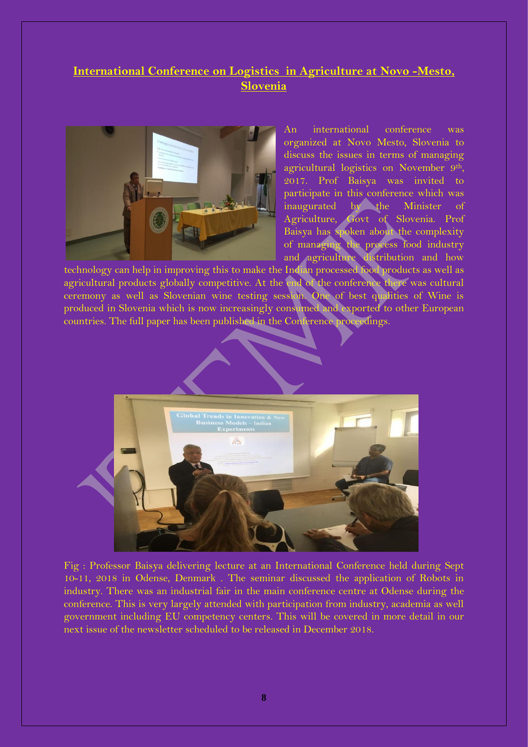## International Conference on Logistics in Agriculture at Novo -Mesto, Slovenia

An international conference was organized at Novo Mesto, Slovenia to discuss the issues in terms of managing agricultural logistics on November 9th, 2017. Prof Baisya was invited to participate in this conference which was inaugurated by the Minister of Agriculture, Govt of Slovenia. Prof Baisya has spoken about the complexity of managing the process food industry and agriculture distribution and how technology can help in improving this to make the Indian processed food products as well as agricultural products globally competitive. At the end of the conference there was cultural ceremony as well as Slovenian wine testing session. One of best qualities of Wine is produced in Slovenia which is now increasingly consumed and exported to other European countries. The full paper has been published in the Conference proceedings.

Fig : Professor Baisya delivering lecture at an International Conference held during Sept 10-11, 2018 in Odense, Denmark . The seminar discussed the application of Robots in industry. There was an industrial fair in the main conference centre at Odense during the conference. This is very largely attended with participation from industry, academia as well government including EU competency centers. This will be covered in more detail in our next issue of the newsletter scheduled to be released in December 2018.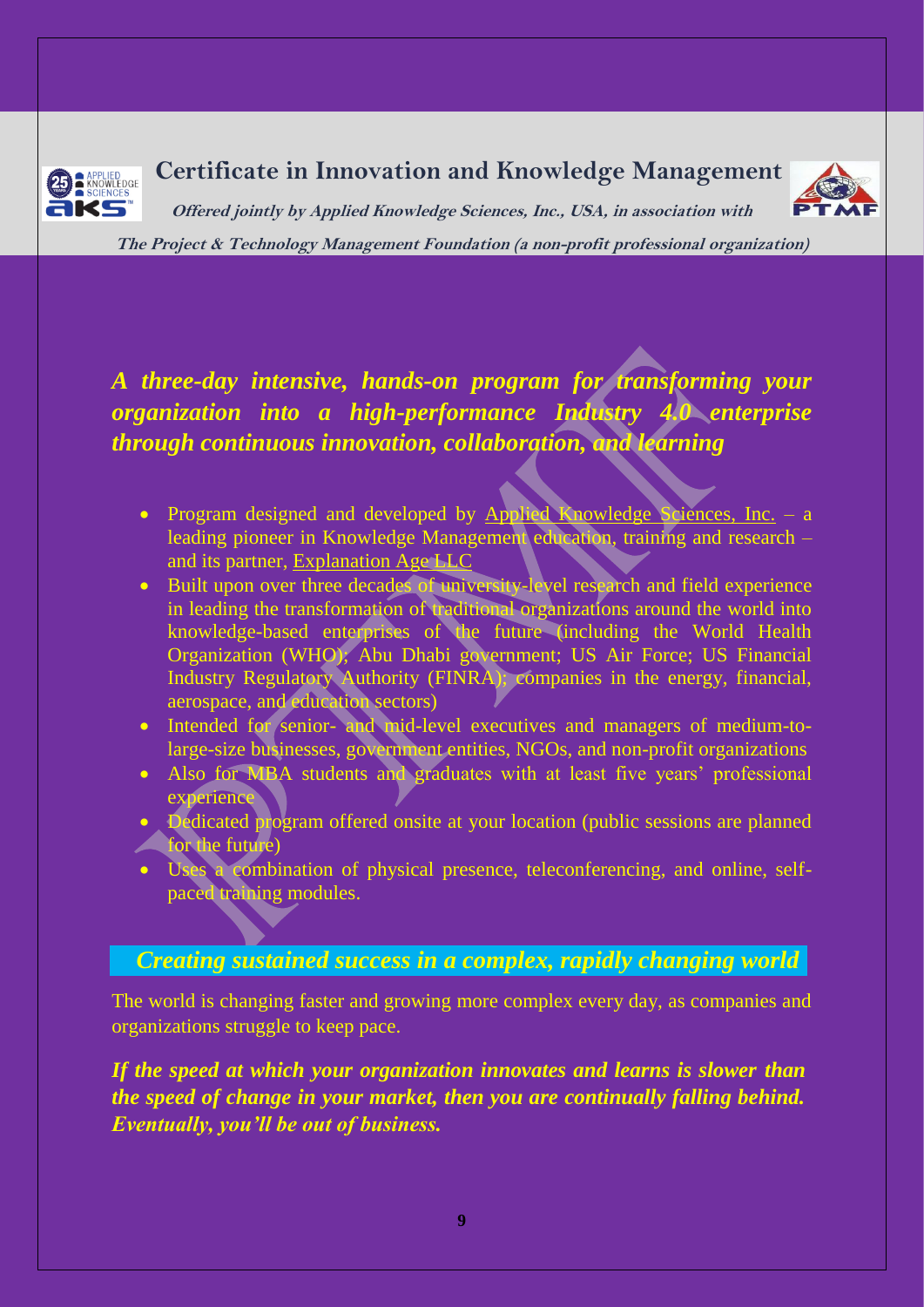# Certificate in Innovation and Knowledge Management

***Offered jointly by Applied Knowledge Sciences, Inc., USA, in association with***

***The Project & Technology Management Foundation (a non-profit professional organization)***

***A three-day intensive, hands-on program for transforming your organization into a high-performance Industry 4.0 enterprise through continuous innovation, collaboration, and learning***

- Program designed and developed by Applied Knowledge Sciences, Inc. – a leading pioneer in Knowledge Management education, training and research – and its partner, Explanation Age LLC
- Built upon over three decades of university-level research and field experience in leading the transformation of traditional organizations around the world into knowledge-based enterprises of the future (including the World Health Organization (WHO); Abu Dhabi government; US Air Force; US Financial Industry Regulatory Authority (FINRA); companies in the energy, financial, aerospace, and education sectors)
- Intended for senior- and mid-level executives and managers of medium-to-large-size businesses, government entities, NGOs, and non-profit organizations
- Also for MBA students and graduates with at least five years' professional experience
- Dedicated program offered onsite at your location (public sessions are planned for the future)
- Uses a combination of physical presence, teleconferencing, and online, self-paced training modules.

## *Creating sustained success in a complex, rapidly changing world*

The world is changing faster and growing more complex every day, as companies and organizations struggle to keep pace.

***If the speed at which your organization innovates and learns is slower than the speed of change in your market, then you are continually falling behind. Eventually, you'll be out of business.***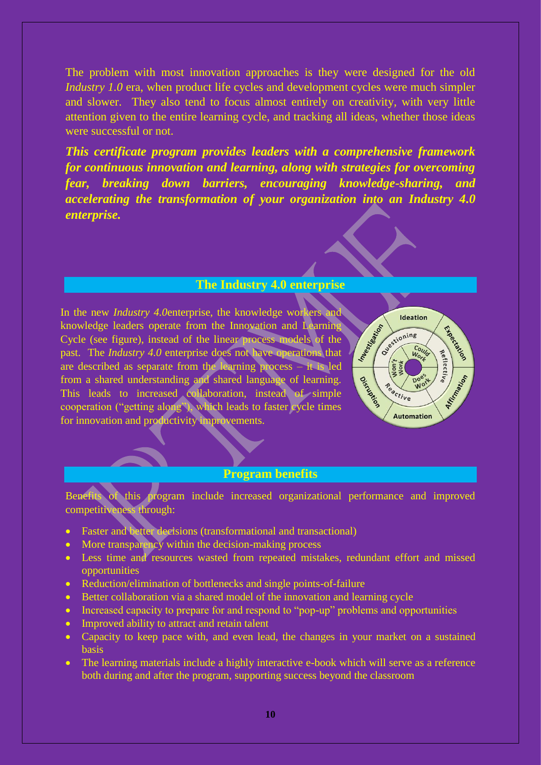The problem with most innovation approaches is they were designed for the old *Industry 1.0* era, when product life cycles and development cycles were much simpler and slower. They also tend to focus almost entirely on creativity, with very little attention given to the entire learning cycle, and tracking all ideas, whether those ideas were successful or not.

***This certificate program provides leaders with a comprehensive framework for continuous innovation and learning, along with strategies for overcoming fear, breaking down barriers, encouraging knowledge-sharing, and accelerating the transformation of your organization into an Industry 4.0 enterprise.***

## The Industry 4.0 enterprise

In the new *Industry 4.0*enterprise, the knowledge workers and knowledge leaders operate from the Innovation and Learning Cycle (see figure), instead of the linear process models of the past. The *Industry 4.0* enterprise does not have operations that are described as separate from the learning process – it is led from a shared understanding and shared language of learning. This leads to increased collaboration, instead of simple cooperation ("getting along"), which leads to faster cycle times for innovation and productivity improvements.

Ideation
Expectation
Affirmation
Automation
Disruption
Investigation
Questioning
Reflective
Reactive
Could Work
Does Work
Won't Work

## Program benefits

Benefits of this program include increased organizational performance and improved competitiveness through:

- Faster and better decisions (transformational and transactional)
- More transparency within the decision-making process
- Less time and resources wasted from repeated mistakes, redundant effort and missed opportunities
- Reduction/elimination of bottlenecks and single points-of-failure
- Better collaboration via a shared model of the innovation and learning cycle
- Increased capacity to prepare for and respond to "pop-up" problems and opportunities
- Improved ability to attract and retain talent
- Capacity to keep pace with, and even lead, the changes in your market on a sustained basis
- The learning materials include a highly interactive e-book which will serve as a reference both during and after the program, supporting success beyond the classroom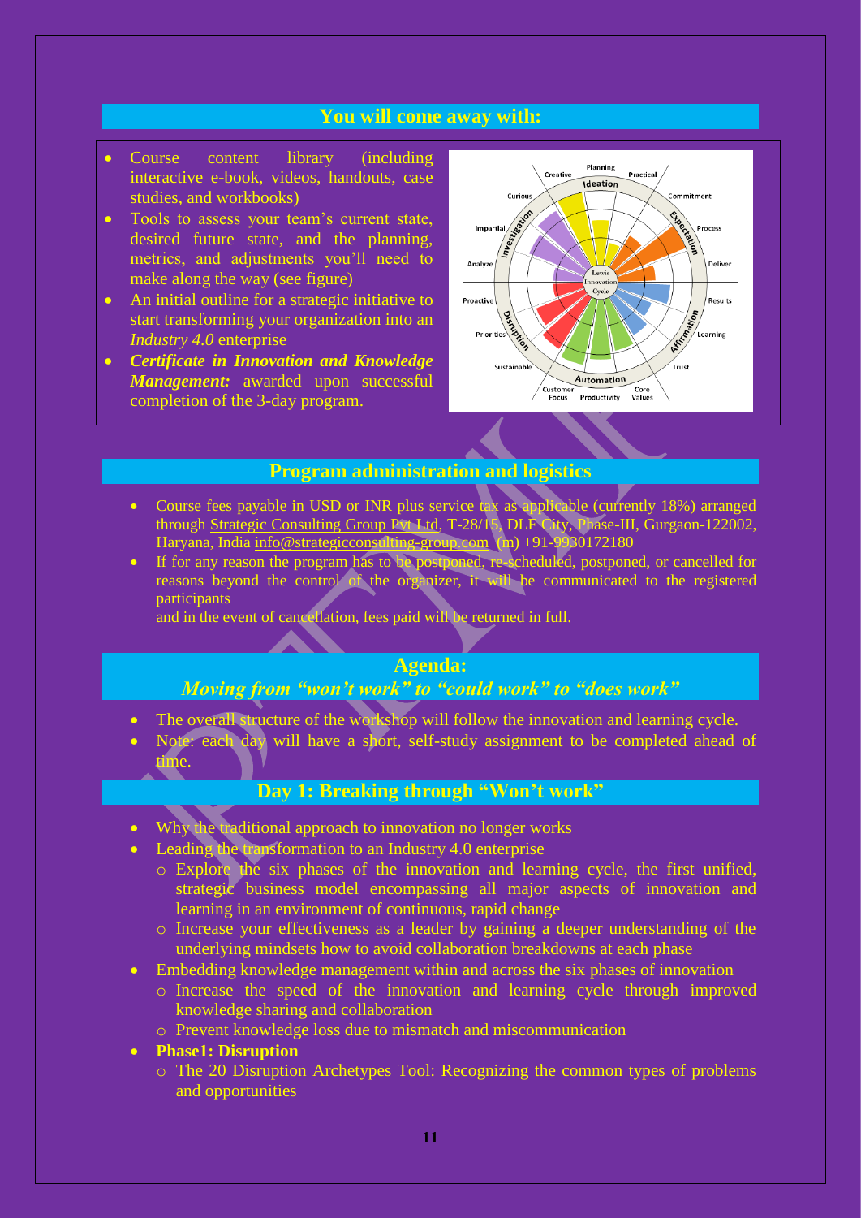## You will come away with:

- Course content library (including interactive e-book, videos, handouts, case studies, and workbooks)
- Tools to assess your team's current state, desired future state, and the planning, metrics, and adjustments you'll need to make along the way (see figure)
- An initial outline for a strategic initiative to start transforming your organization into an *Industry 4.0* enterprise
- ***Certificate in Innovation and Knowledge Management:*** awarded upon successful completion of the 3-day program.

Planning
Creative
Practical
Ideation
Curious
Commitment
Impartial
Investigation
Expectation
Process
Analyze
Lewis Innovation Cycle
Deliver
Proactive
Results
Priorities
Disruption
Affirmation
Learning
Sustainable
Trust
Automation
Customer Focus
Productivity
Core Values

## Program administration and logistics

- Course fees payable in USD or INR plus service tax as applicable (currently 18%) arranged through Strategic Consulting Group Pvt Ltd, T-28/15, DLF City, Phase-III, Gurgaon-122002, Haryana, India info@strategicconsulting-group.com (m) +91-9930172180
- If for any reason the program has to be postponed, re-scheduled, postponed, or cancelled for reasons beyond the control of the organizer, it will be communicated to the registered participants

  and in the event of cancellation, fees paid will be returned in full.

## Agenda:
### *Moving from "won't work" to "could work" to "does work"*

- The overall structure of the workshop will follow the innovation and learning cycle.
- Note: each day will have a short, self-study assignment to be completed ahead of time.

## Day 1: Breaking through "Won't work"

- Why the traditional approach to innovation no longer works
- Leading the transformation to an Industry 4.0 enterprise
  - Explore the six phases of the innovation and learning cycle, the first unified, strategic business model encompassing all major aspects of innovation and learning in an environment of continuous, rapid change
  - Increase your effectiveness as a leader by gaining a deeper understanding of the underlying mindsets how to avoid collaboration breakdowns at each phase
- Embedding knowledge management within and across the six phases of innovation
  - Increase the speed of the innovation and learning cycle through improved knowledge sharing and collaboration
  - Prevent knowledge loss due to mismatch and miscommunication
- **Phase1: Disruption**
  - The 20 Disruption Archetypes Tool: Recognizing the common types of problems and opportunities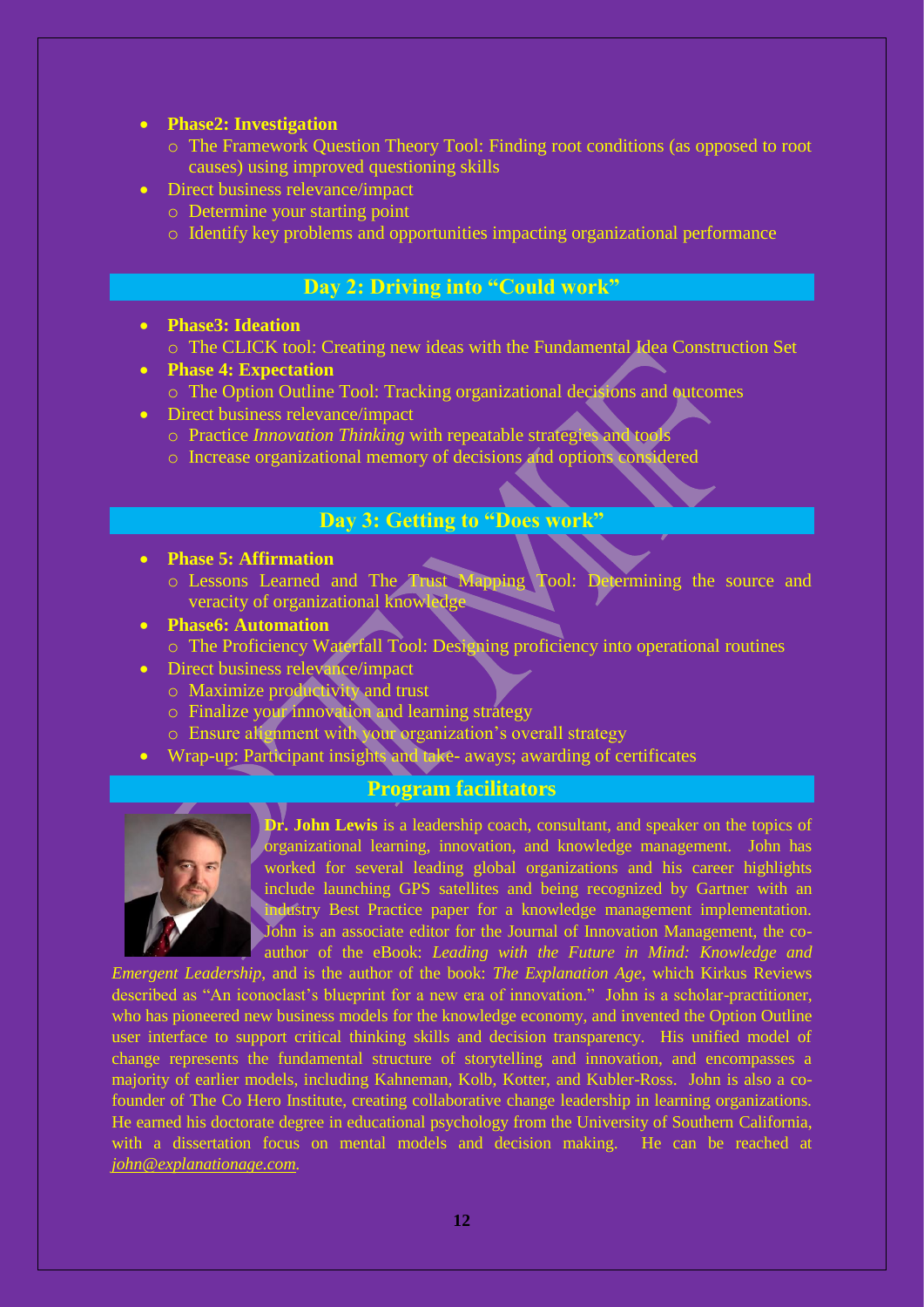- **Phase2: Investigation**
  - The Framework Question Theory Tool: Finding root conditions (as opposed to root causes) using improved questioning skills
- Direct business relevance/impact
  - Determine your starting point
  - Identify key problems and opportunities impacting organizational performance

## Day 2: Driving into "Could work"

- **Phase3: Ideation**
  - The CLICK tool: Creating new ideas with the Fundamental Idea Construction Set
- **Phase 4: Expectation**
  - The Option Outline Tool: Tracking organizational decisions and outcomes
- Direct business relevance/impact
  - Practice *Innovation Thinking* with repeatable strategies and tools
  - Increase organizational memory of decisions and options considered

## Day 3: Getting to "Does work"

- **Phase 5: Affirmation**
  - Lessons Learned and The Trust Mapping Tool: Determining the source and veracity of organizational knowledge
- **Phase6: Automation**
  - The Proficiency Waterfall Tool: Designing proficiency into operational routines
- Direct business relevance/impact
  - Maximize productivity and trust
  - Finalize your innovation and learning strategy
  - Ensure alignment with your organization's overall strategy
- Wrap-up: Participant insights and take- aways; awarding of certificates

## Program facilitators

**Dr. John Lewis** is a leadership coach, consultant, and speaker on the topics of organizational learning, innovation, and knowledge management. John has worked for several leading global organizations and his career highlights include launching GPS satellites and being recognized by Gartner with an industry Best Practice paper for a knowledge management implementation. John is an associate editor for the Journal of Innovation Management, the co-author of the eBook: *Leading with the Future in Mind: Knowledge and Emergent Leadership*, and is the author of the book: *The Explanation Age*, which Kirkus Reviews described as "An iconoclast's blueprint for a new era of innovation." John is a scholar-practitioner, who has pioneered new business models for the knowledge economy, and invented the Option Outline user interface to support critical thinking skills and decision transparency. His unified model of change represents the fundamental structure of storytelling and innovation, and encompasses a majority of earlier models, including Kahneman, Kolb, Kotter, and Kubler-Ross. John is also a co-founder of The Co Hero Institute, creating collaborative change leadership in learning organizations. He earned his doctorate degree in educational psychology from the University of Southern California, with a dissertation focus on mental models and decision making. He can be reached at *john@explanationage.com*.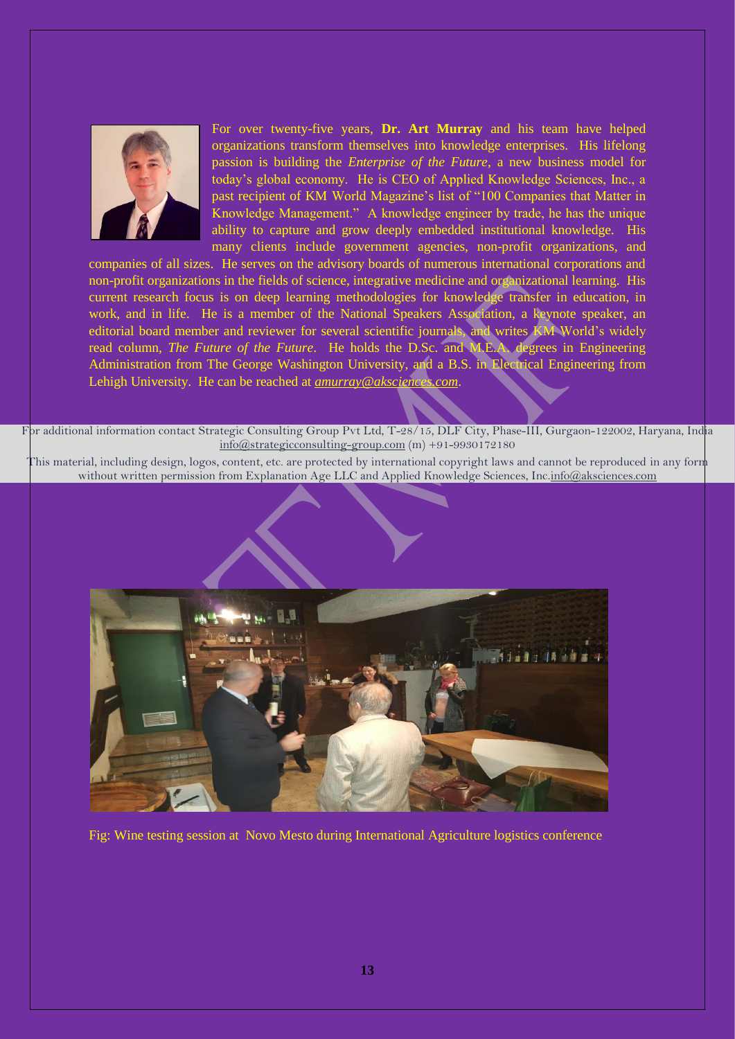For over twenty-five years, **Dr. Art Murray** and his team have helped organizations transform themselves into knowledge enterprises. His lifelong passion is building the *Enterprise of the Future*, a new business model for today's global economy. He is CEO of Applied Knowledge Sciences, Inc., a past recipient of KM World Magazine's list of "100 Companies that Matter in Knowledge Management." A knowledge engineer by trade, he has the unique ability to capture and grow deeply embedded institutional knowledge. His many clients include government agencies, non-profit organizations, and companies of all sizes. He serves on the advisory boards of numerous international corporations and non-profit organizations in the fields of science, integrative medicine and organizational learning. His current research focus is on deep learning methodologies for knowledge transfer in education, in work, and in life. He is a member of the National Speakers Association, a keynote speaker, an editorial board member and reviewer for several scientific journals, and writes KM World's widely read column, *The Future of the Future*. He holds the D.Sc. and M.E.A. degrees in Engineering Administration from The George Washington University, and a B.S. in Electrical Engineering from Lehigh University. He can be reached at *amurray@aksciences.com*.

For additional information contact Strategic Consulting Group Pvt Ltd, T-28/15, DLF City, Phase-III, Gurgaon-122002, Haryana, India info@strategicconsulting-group.com (m) +91-9930172180

This material, including design, logos, content, etc. are protected by international copyright laws and cannot be reproduced in any form without written permission from Explanation Age LLC and Applied Knowledge Sciences, Inc.info@aksciences.com

Fig: Wine testing session at Novo Mesto during International Agriculture logistics conference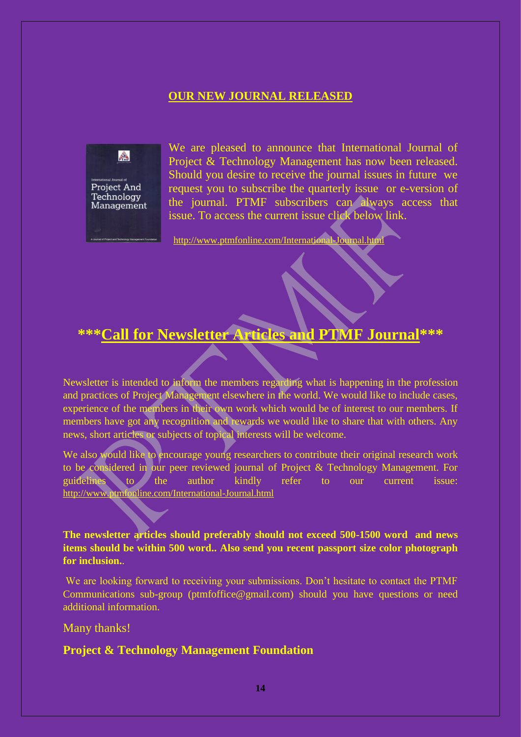## OUR NEW JOURNAL RELEASED

We are pleased to announce that International Journal of Project & Technology Management has now been released. Should you desire to receive the journal issues in future we request you to subscribe the quarterly issue or e-version of the journal. PTMF subscribers can always access that issue. To access the current issue click below link.

http://www.ptmfonline.com/International-Journal.html

## ***Call for Newsletter Articles and PTMF Journal***

Newsletter is intended to inform the members regarding what is happening in the profession and practices of Project Management elsewhere in the world. We would like to include cases, experience of the members in their own work which would be of interest to our members. If members have got any recognition and rewards we would like to share that with others. Any news, short articles or subjects of topical interests will be welcome.

We also would like to encourage young researchers to contribute their original research work to be considered in our peer reviewed journal of Project & Technology Management. For guidelines to the author kindly refer to our current issue: http://www.ptmfonline.com/International-Journal.html

**The newsletter articles should preferably should not exceed 500-1500 word and news items should be within 500 word.. Also send you recent passport size color photograph for inclusion.**.

We are looking forward to receiving your submissions. Don't hesitate to contact the PTMF Communications sub-group (ptmfoffice@gmail.com) should you have questions or need additional information.

Many thanks!

**Project & Technology Management Foundation**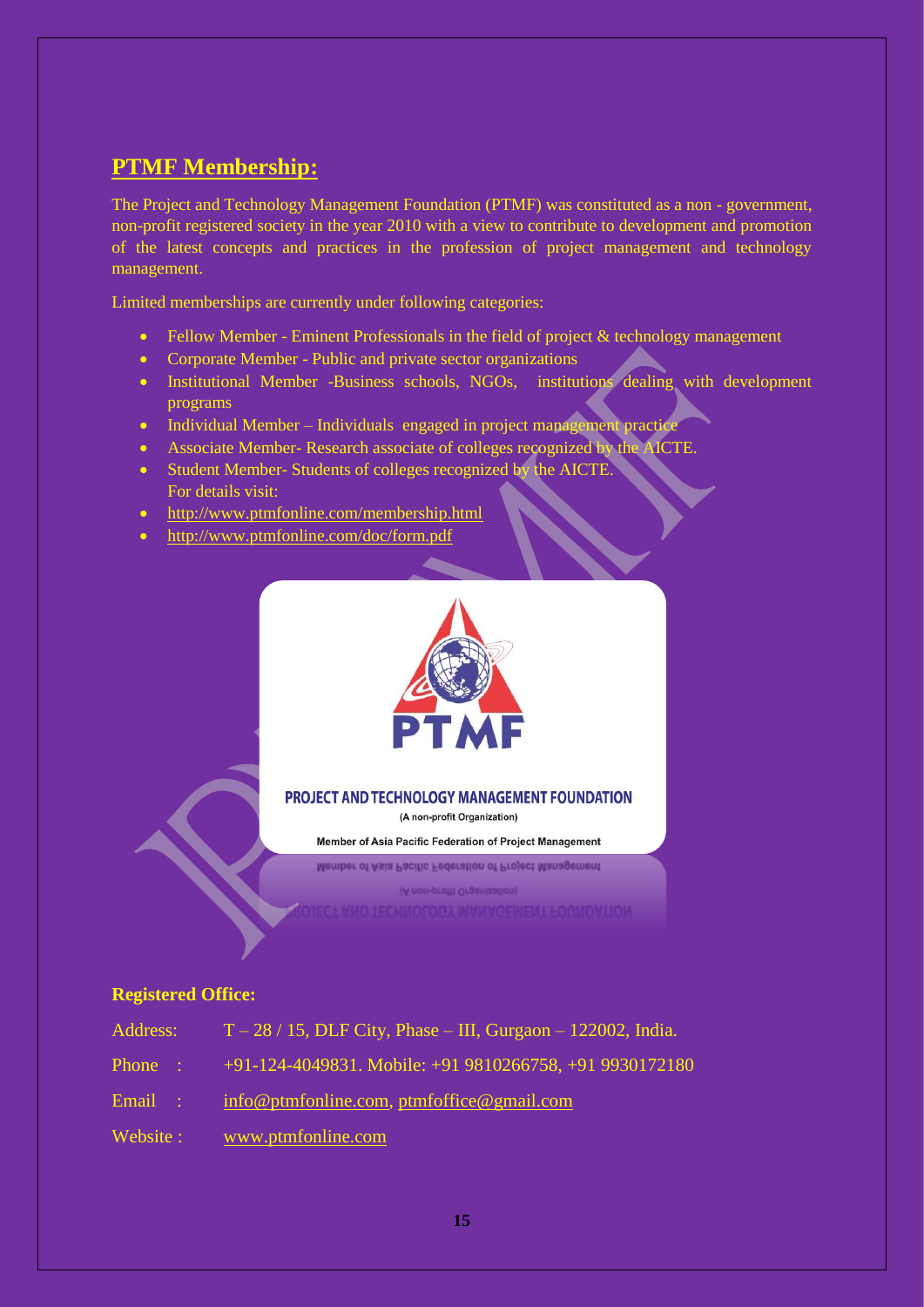## PTMF Membership:

The Project and Technology Management Foundation (PTMF) was constituted as a non - government, non-profit registered society in the year 2010 with a view to contribute to development and promotion of the latest concepts and practices in the profession of project management and technology management.

Limited memberships are currently under following categories:

- Fellow Member - Eminent Professionals in the field of project & technology management
- Corporate Member - Public and private sector organizations
- Institutional Member -Business schools, NGOs, institutions dealing with development programs
- Individual Member – Individuals engaged in project management practice
- Associate Member- Research associate of colleges recognized by the AICTE.
- Student Member- Students of colleges recognized by the AICTE.
  For details visit:
- http://www.ptmfonline.com/membership.html
- http://www.ptmfonline.com/doc/form.pdf

PTMF

PROJECT AND TECHNOLOGY MANAGEMENT FOUNDATION

(A non-profit Organization)

Member of Asia Pacific Federation of Project Management

### Registered Office:

Address: T – 28 / 15, DLF City, Phase – III, Gurgaon – 122002, India.

Phone : +91-124-4049831. Mobile: +91 9810266758, +91 9930172180

Email : info@ptmfonline.com, ptmfoffice@gmail.com

Website : www.ptmfonline.com